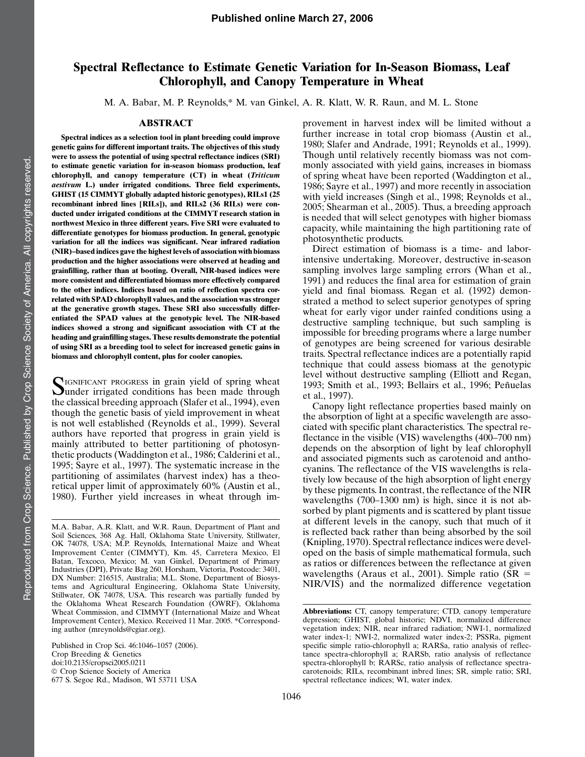# Spectral Reflectance to Estimate Genetic Variation for In-Season Biomass, Leaf Chlorophyll, and Canopy Temperature in Wheat

M. A. Babar, M. P. Reynolds,* M. van Ginkel, A. R. Klatt, W. R. Raun, and M. L. Stone

## ABSTRACT

**Spectral indices as a selection tool in plant breeding could improve genetic gains for different important traits. The objectives of this study were to assess the potential of using spectral reflectance indices (SRI) to estimate genetic variation for in-season biomass production, leaf chlorophyll, and canopy temperature (CT) in wheat (*Triticum aestivum* L.) under irrigated conditions. Three field experiments, GHIST (15 CIMMYT globally adapted historic genotypes), RILs1 (25 recombinant inbred lines [RILs]), and RILs2 (36 RILs) were conducted under irrigated conditions at the CIMMYT research station in northwest Mexico in three different years. Five SRI were evaluated to differentiate genotypes for biomass production. In general, genotypic variation for all the indices was significant. Near infrared radiation (NIR)–based indices gave the highest levels of association with biomass production and the higher associations were observed at heading and grainfilling, rather than at booting. Overall, NIR-based indices were more consistent and differentiated biomass more effectively compared to the other indices. Indices based on ratio of reflection spectra correlated with SPAD chlorophyll values, and the association was stronger at the generative growth stages. These SRI also successfully differentiated the SPAD values at the genotypic level. The NIR-based indices showed a strong and significant association with CT at the heading and grainfilling stages. These results demonstrate the potential of using SRI as a breeding tool to select for increased genetic gains in biomass and chlorophyll content, plus for cooler canopies.**

Significant progress in grain yield of spring wheat under irrigated conditions has been made through the classical breeding approach (Slafer et al., 1994), even though the genetic basis of yield improvement in wheat is not well established (Reynolds et al., 1999). Several authors have reported that progress in grain yield is mainly attributed to better partitioning of photosynthetic products (Waddington et al., 1986; Calderini et al., 1995; Sayre et al., 1997). The systematic increase in the partitioning of assimilates (harvest index) has a theoretical upper limit of approximately 60% (Austin et al., 1980). Further yield increases in wheat through improvement in harvest index will be limited without a further increase in total crop biomass (Austin et al., 1980; Slafer and Andrade, 1991; Reynolds et al., 1999). Though until relatively recently biomass was not commonly associated with yield gains, increases in biomass of spring wheat have been reported (Waddington et al., 1986; Sayre et al., 1997) and more recently in association with yield increases (Singh et al., 1998; Reynolds et al., 2005; Shearman et al., 2005). Thus, a breeding approach is needed that will select genotypes with higher biomass capacity, while maintaining the high partitioning rate of photosynthetic products.

Direct estimation of biomass is a time- and labor-intensive undertaking. Moreover, destructive in-season sampling involves large sampling errors (Whan et al., 1991) and reduces the final area for estimation of grain yield and final biomass. Regan et al. (1992) demonstrated a method to select superior genotypes of spring wheat for early vigor under rainfed conditions using a destructive sampling technique, but such sampling is impossible for breeding programs where a large number of genotypes are being screened for various desirable traits. Spectral reflectance indices are a potentially rapid technique that could assess biomass at the genotypic level without destructive sampling (Elliott and Regan, 1993; Smith et al., 1993; Bellairs et al., 1996; Peñuelas et al., 1997).

Canopy light reflectance properties based mainly on the absorption of light at a specific wavelength are associated with specific plant characteristics. The spectral reflectance in the visible (VIS) wavelengths (400–700 nm) depends on the absorption of light by leaf chlorophyll and associated pigments such as carotenoid and anthocyanins. The reflectance of the VIS wavelengths is relatively low because of the high absorption of light energy by these pigments. In contrast, the reflectance of the NIR wavelengths (700–1300 nm) is high, since it is not absorbed by plant pigments and is scattered by plant tissue at different levels in the canopy, such that much of it is reflected back rather than being absorbed by the soil (Knipling, 1970). Spectral reflectance indices were developed on the basis of simple mathematical formula, such as ratios or differences between the reflectance at given wavelengths (Araus et al., 2001). Simple ratio (SR = NIR/VIS) and the normalized difference vegetation

---

M.A. Babar, A.R. Klatt, and W.R. Raun, Department of Plant and Soil Sciences, 368 Ag. Hall, Oklahoma State University, Stillwater, OK 74078, USA; M.P. Reynolds, International Maize and Wheat Improvement Center (CIMMYT), Km. 45, Carretera Mexico, El Batan, Texcoco, Mexico; M. van Ginkel, Department of Primary Industries (DPI), Private Bag 260, Horsham, Victoria, Postcode: 3401, DX Number: 216515, Australia; M.L. Stone, Department of Biosystems and Agricultural Engineering, Oklahoma State University, Stillwater, OK 74078, USA. This research was partially funded by the Oklahoma Wheat Research Foundation (OWRF), Oklahoma Wheat Commission, and CIMMYT (International Maize and Wheat Improvement Center), Mexico. Received 11 Mar. 2005. *Corresponding author (mreynolds@cgiar.org).

Published in Crop Sci. 46:1046–1057 (2006).
Crop Breeding & Genetics
doi:10.2135/cropsci2005.0211
© Crop Science Society of America
677 S. Segoe Rd., Madison, WI 53711 USA

**Abbreviations:** CT, canopy temperature; CTD, canopy temperature depression; GHIST, global historic; NDVI, normalized difference vegetation index; NIR, near infrared radiation; NWI-1, normalized water index-1; NWI-2, normalized water index-2; PSSRa, pigment specific simple ratio-chlorophyll a; RARSa, ratio analysis of reflectance spectra-chlorophyll a; RARSb, ratio analysis of reflectance spectra-chlorophyll b; RARSc, ratio analysis of reflectance spectra-carotenoids; RILs, recombinant inbred lines; SR, simple ratio; SRI, spectral reflectance indices; WI, water index.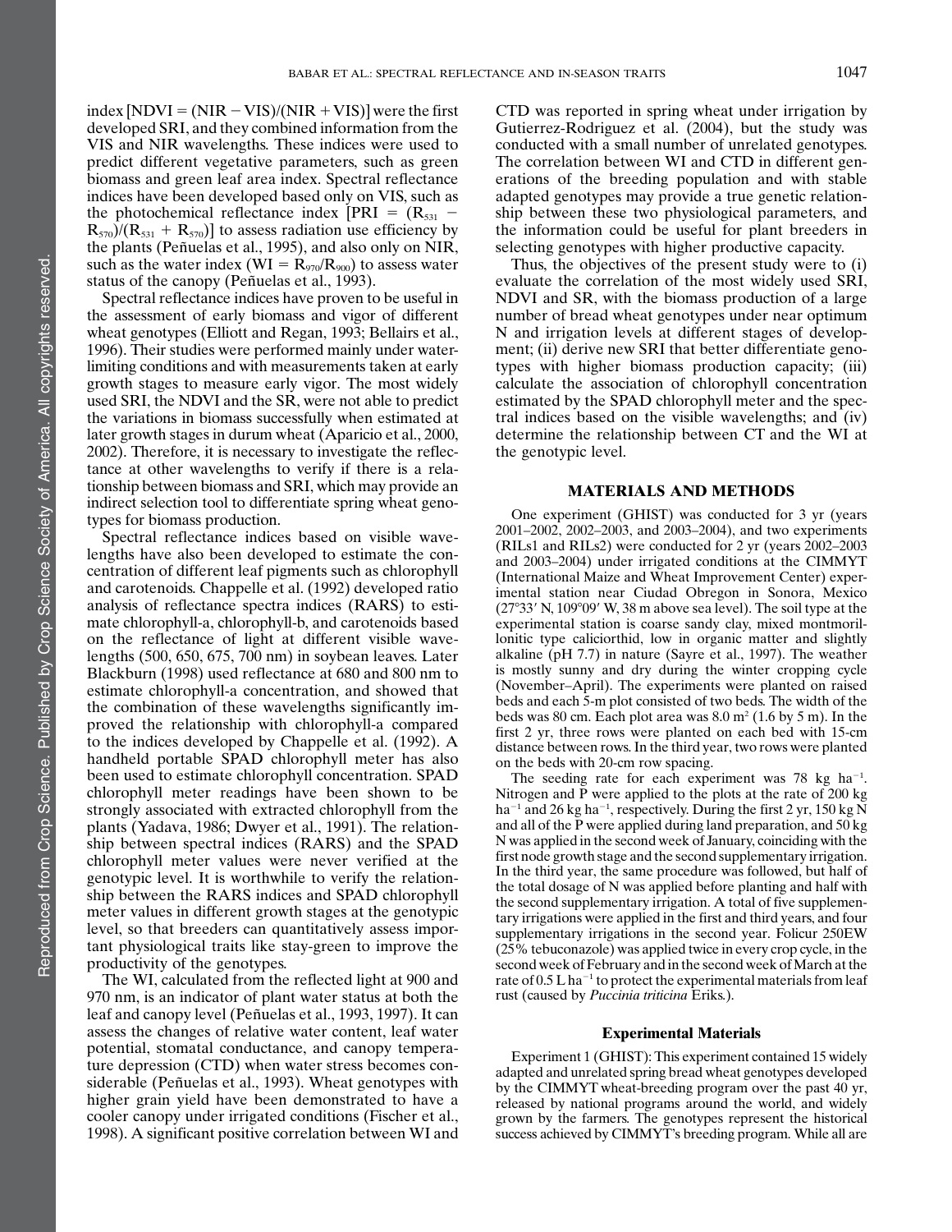index [NDVI = (NIR − VIS)/(NIR + VIS)] were the first developed SRI, and they combined information from the VIS and NIR wavelengths. These indices were used to predict different vegetative parameters, such as green biomass and green leaf area index. Spectral reflectance indices have been developed based only on VIS, such as the photochemical reflectance index [PRI = ($R_{531}$ − $R_{570}$)/($R_{531}$ + $R_{570}$)] to assess radiation use efficiency by the plants (Peñuelas et al., 1995), and also only on NIR, such as the water index (WI = $R_{970}/R_{900}$) to assess water status of the canopy (Peñuelas et al., 1993).

Spectral reflectance indices have proven to be useful in the assessment of early biomass and vigor of different wheat genotypes (Elliott and Regan, 1993; Bellairs et al., 1996). Their studies were performed mainly under water-limiting conditions and with measurements taken at early growth stages to measure early vigor. The most widely used SRI, the NDVI and the SR, were not able to predict the variations in biomass successfully when estimated at later growth stages in durum wheat (Aparicio et al., 2000, 2002). Therefore, it is necessary to investigate the reflectance at other wavelengths to verify if there is a relationship between biomass and SRI, which may provide an indirect selection tool to differentiate spring wheat genotypes for biomass production.

Spectral reflectance indices based on visible wavelengths have also been developed to estimate the concentration of different leaf pigments such as chlorophyll and carotenoids. Chappelle et al. (1992) developed ratio analysis of reflectance spectra indices (RARS) to estimate chlorophyll-a, chlorophyll-b, and carotenoids based on the reflectance of light at different visible wavelengths (500, 650, 675, 700 nm) in soybean leaves. Later Blackburn (1998) used reflectance at 680 and 800 nm to estimate chlorophyll-a concentration, and showed that the combination of these wavelengths significantly improved the relationship with chlorophyll-a compared to the indices developed by Chappelle et al. (1992). A handheld portable SPAD chlorophyll meter has also been used to estimate chlorophyll concentration. SPAD chlorophyll meter readings have been shown to be strongly associated with extracted chlorophyll from the plants (Yadava, 1986; Dwyer et al., 1991). The relationship between spectral indices (RARS) and the SPAD chlorophyll meter values were never verified at the genotypic level. It is worthwhile to verify the relationship between the RARS indices and SPAD chlorophyll meter values in different growth stages at the genotypic level, so that breeders can quantitatively assess important physiological traits like stay-green to improve the productivity of the genotypes.

The WI, calculated from the reflected light at 900 and 970 nm, is an indicator of plant water status at both the leaf and canopy level (Peñuelas et al., 1993, 1997). It can assess the changes of relative water content, leaf water potential, stomatal conductance, and canopy temperature depression (CTD) when water stress becomes considerable (Peñuelas et al., 1993). Wheat genotypes with higher grain yield have been demonstrated to have a cooler canopy under irrigated conditions (Fischer et al., 1998). A significant positive correlation between WI and CTD was reported in spring wheat under irrigation by Gutierrez-Rodriguez et al. (2004), but the study was conducted with a small number of unrelated genotypes. The correlation between WI and CTD in different generations of the breeding population and with stable adapted genotypes may provide a true genetic relationship between these two physiological parameters, and the information could be useful for plant breeders in selecting genotypes with higher productive capacity.

Thus, the objectives of the present study were to (i) evaluate the correlation of the most widely used SRI, NDVI and SR, with the biomass production of a large number of bread wheat genotypes under near optimum N and irrigation levels at different stages of development; (ii) derive new SRI that better differentiate genotypes with higher biomass production capacity; (iii) calculate the association of chlorophyll concentration estimated by the SPAD chlorophyll meter and the spectral indices based on the visible wavelengths; and (iv) determine the relationship between CT and the WI at the genotypic level.

## MATERIALS AND METHODS

One experiment (GHIST) was conducted for 3 yr (years 2001–2002, 2002–2003, and 2003–2004), and two experiments (RILs1 and RILs2) were conducted for 2 yr (years 2002–2003 and 2003–2004) under irrigated conditions at the CIMMYT (International Maize and Wheat Improvement Center) experimental station near Ciudad Obregon in Sonora, Mexico (27°33′ N, 109°09′ W, 38 m above sea level). The soil type at the experimental station is coarse sandy clay, mixed montmorillonitic type caliciorthid, low in organic matter and slightly alkaline (pH 7.7) in nature (Sayre et al., 1997). The weather is mostly sunny and dry during the winter cropping cycle (November–April). The experiments were planted on raised beds and each 5-m plot consisted of two beds. The width of the beds was 80 cm. Each plot area was 8.0 m$^2$ (1.6 by 5 m). In the first 2 yr, three rows were planted on each bed with 15-cm distance between rows. In the third year, two rows were planted on the beds with 20-cm row spacing.

The seeding rate for each experiment was 78 kg ha$^{-1}$. Nitrogen and P were applied to the plots at the rate of 200 kg ha$^{-1}$ and 26 kg ha$^{-1}$, respectively. During the first 2 yr, 150 kg N and all of the P were applied during land preparation, and 50 kg N was applied in the second week of January, coinciding with the first node growth stage and the second supplementary irrigation. In the third year, the same procedure was followed, but half of the total dosage of N was applied before planting and half with the second supplementary irrigation. A total of five supplementary irrigations were applied in the first and third years, and four supplementary irrigations in the second year. Folicur 250EW (25% tebuconazole) was applied twice in every crop cycle, in the second week of February and in the second week of March at the rate of 0.5 L ha$^{-1}$ to protect the experimental materials from leaf rust (caused by *Puccinia triticina* Eriks.).

### Experimental Materials

Experiment 1 (GHIST): This experiment contained 15 widely adapted and unrelated spring bread wheat genotypes developed by the CIMMYT wheat-breeding program over the past 40 yr, released by national programs around the world, and widely grown by the farmers. The genotypes represent the historical success achieved by CIMMYT's breeding program. While all are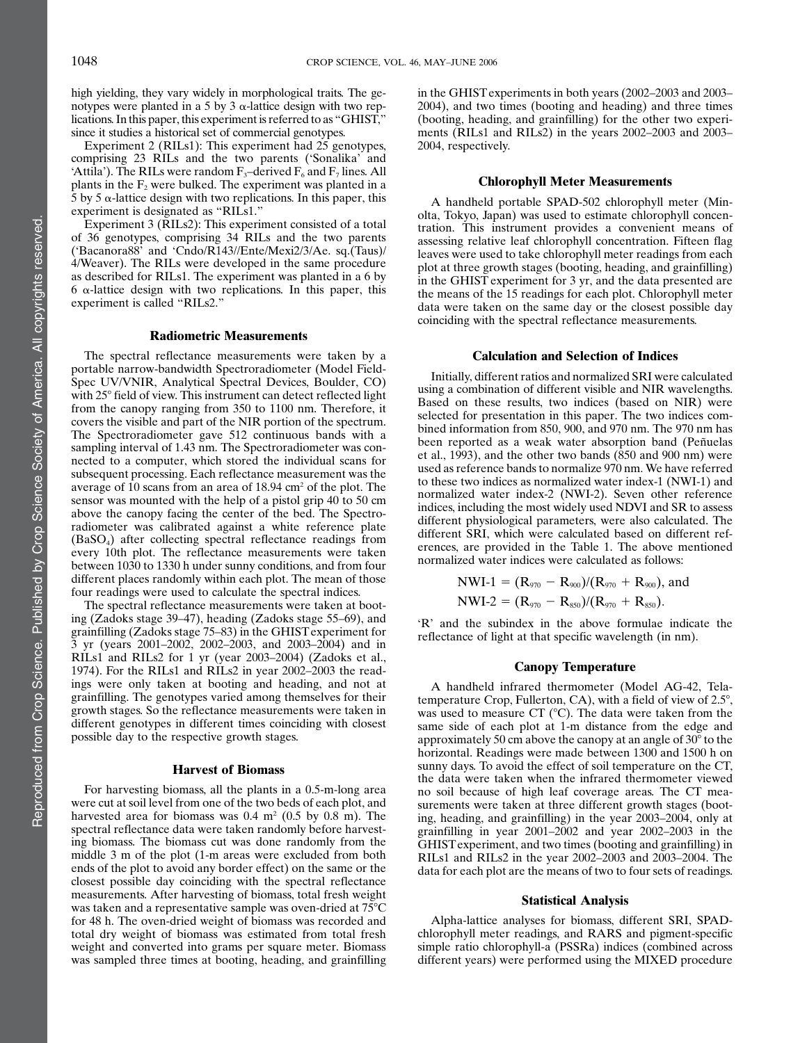high yielding, they vary widely in morphological traits. The genotypes were planted in a 5 by 3 α-lattice design with two replications. In this paper, this experiment is referred to as "GHIST," since it studies a historical set of commercial genotypes.

Experiment 2 (RILs1): This experiment had 25 genotypes, comprising 23 RILs and the two parents ('Sonalika' and 'Attila'). The RILs were random $F_3$–derived $F_6$ and $F_7$ lines. All plants in the $F_2$ were bulked. The experiment was planted in a 5 by 5 α-lattice design with two replications. In this paper, this experiment is designated as "RILs1."

Experiment 3 (RILs2): This experiment consisted of a total of 36 genotypes, comprising 34 RILs and the two parents ('Bacanora88' and 'Cndo/R143//Ente/Mexi2/3/Ae. sq.(Taus)/4/Weaver). The RILs were developed in the same procedure as described for RILs1. The experiment was planted in a 6 by 6 α-lattice design with two replications. In this paper, this experiment is called "RILs2."

### Radiometric Measurements

The spectral reflectance measurements were taken by a portable narrow-bandwidth Spectroradiometer (Model FieldSpec UV/VNIR, Analytical Spectral Devices, Boulder, CO) with 25° field of view. This instrument can detect reflected light from the canopy ranging from 350 to 1100 nm. Therefore, it covers the visible and part of the NIR portion of the spectrum. The Spectroradiometer gave 512 continuous bands with a sampling interval of 1.43 nm. The Spectroradiometer was connected to a computer, which stored the individual scans for subsequent processing. Each reflectance measurement was the average of 10 scans from an area of 18.94 $cm^2$ of the plot. The sensor was mounted with the help of a pistol grip 40 to 50 cm above the canopy facing the center of the bed. The Spectroradiometer was calibrated against a white reference plate ($BaSO_4$) after collecting spectral reflectance readings from every 10th plot. The reflectance measurements were taken between 1030 to 1330 h under sunny conditions, and from four different places randomly within each plot. The mean of those four readings were used to calculate the spectral indices.

The spectral reflectance measurements were taken at booting (Zadoks stage 39–47), heading (Zadoks stage 55–69), and grainfilling (Zadoks stage 75–83) in the GHIST experiment for 3 yr (years 2001–2002, 2002–2003, and 2003–2004) and in RILs1 and RILs2 for 1 yr (year 2003–2004) (Zadoks et al., 1974). For the RILs1 and RILs2 in year 2002–2003 the readings were only taken at booting and heading, and not at grainfilling. The genotypes varied among themselves for their growth stages. So the reflectance measurements were taken in different genotypes in different times coinciding with closest possible day to the respective growth stages.

### Harvest of Biomass

For harvesting biomass, all the plants in a 0.5-m-long area were cut at soil level from one of the two beds of each plot, and harvested area for biomass was 0.4 $m^2$ (0.5 by 0.8 m). The spectral reflectance data were taken randomly before harvesting biomass. The biomass cut was done randomly from the middle 3 m of the plot (1-m areas were excluded from both ends of the plot to avoid any border effect) on the same or the closest possible day coinciding with the spectral reflectance measurements. After harvesting of biomass, total fresh weight was taken and a representative sample was oven-dried at 75°C for 48 h. The oven-dried weight of biomass was recorded and total dry weight of biomass was estimated from total fresh weight and converted into grams per square meter. Biomass was sampled three times at booting, heading, and grainfilling in the GHIST experiments in both years (2002–2003 and 2003–2004), and two times (booting and heading) and three times (booting, heading, and grainfilling) for the other two experiments (RILs1 and RILs2) in the years 2002–2003 and 2003–2004, respectively.

### Chlorophyll Meter Measurements

A handheld portable SPAD-502 chlorophyll meter (Minolta, Tokyo, Japan) was used to estimate chlorophyll concentration. This instrument provides a convenient means of assessing relative leaf chlorophyll concentration. Fifteen flag leaves were used to take chlorophyll meter readings from each plot at three growth stages (booting, heading, and grainfilling) in the GHIST experiment for 3 yr, and the data presented are the means of the 15 readings for each plot. Chlorophyll meter data were taken on the same day or the closest possible day coinciding with the spectral reflectance measurements.

### Calculation and Selection of Indices

Initially, different ratios and normalized SRI were calculated using a combination of different visible and NIR wavelengths. Based on these results, two indices (based on NIR) were selected for presentation in this paper. The two indices combined information from 850, 900, and 970 nm. The 970 nm has been reported as a weak water absorption band (Peñuelas et al., 1993), and the other two bands (850 and 900 nm) were used as reference bands to normalize 970 nm. We have referred to these two indices as normalized water index-1 (NWI-1) and normalized water index-2 (NWI-2). Seven other reference indices, including the most widely used NDVI and SR to assess different physiological parameters, were also calculated. The different SRI, which were calculated based on different references, are provided in the Table 1. The above mentioned normalized water indices were calculated as follows:

$$\text{NWI-1} = (R_{970} - R_{900})/(R_{970} + R_{900}), \text{ and}$$

$$\text{NWI-2} = (R_{970} - R_{850})/(R_{970} + R_{850}).$$

'R' and the subindex in the above formulae indicate the reflectance of light at that specific wavelength (in nm).

### Canopy Temperature

A handheld infrared thermometer (Model AG-42, Telatemperature Crop, Fullerton, CA), with a field of view of 2.5°, was used to measure CT (°C). The data were taken from the same side of each plot at 1-m distance from the edge and approximately 50 cm above the canopy at an angle of 30° to the horizontal. Readings were made between 1300 and 1500 h on sunny days. To avoid the effect of soil temperature on the CT, the data were taken when the infrared thermometer viewed no soil because of high leaf coverage areas. The CT measurements were taken at three different growth stages (booting, heading, and grainfilling) in the year 2003–2004, only at grainfilling in year 2001–2002 and year 2002–2003 in the GHIST experiment, and two times (booting and grainfilling) in RILs1 and RILs2 in the year 2002–2003 and 2003–2004. The data for each plot are the means of two to four sets of readings.

### Statistical Analysis

Alpha-lattice analyses for biomass, different SRI, SPAD-chlorophyll meter readings, and RARS and pigment-specific simple ratio chlorophyll-a (PSSRa) indices (combined across different years) were performed using the MIXED procedure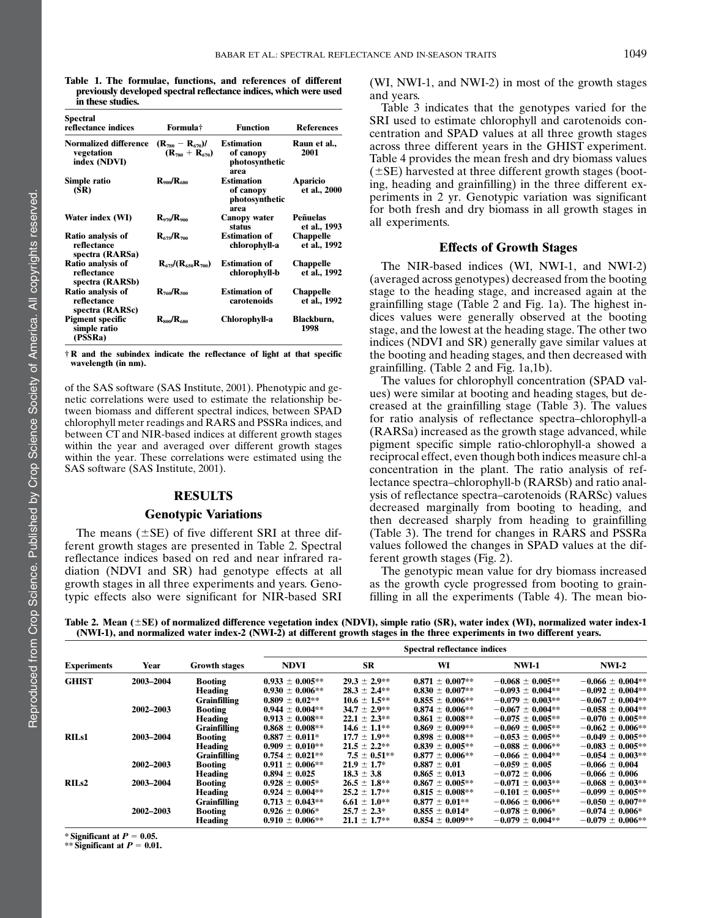**Table 1. The formulae, functions, and references of different previously developed spectral reflectance indices, which were used in these studies.**

| Spectral reflectance indices | Formula† | Function | References |
|---|---|---|---|
| Normalized difference vegetation index (NDVI) | $(R_{780} - R_{670})/(R_{780} + R_{670})$ | Estimation of canopy photosynthetic area | Raun et al., 2001 |
| Simple ratio (SR) | $R_{900}/R_{680}$ | Estimation of canopy photosynthetic area | Aparicio et al., 2000 |
| Water index (WI) | $R_{970}/R_{900}$ | Canopy water status | Peñuelas et al., 1993 |
| Ratio analysis of reflectance spectra (RARSa) | $R_{675}/R_{700}$ | Estimation of chlorophyll-a | Chappelle et al., 1992 |
| Ratio analysis of reflectance spectra (RARSb) | $R_{675}/(R_{650}R_{700})$ | Estimation of chlorophyll-b | Chappelle et al., 1992 |
| Ratio analysis of reflectance spectra (RARSc) | $R_{760}/R_{500}$ | Estimation of carotenoids | Chappelle et al., 1992 |
| Pigment specific simple ratio (PSSRa) | $R_{800}/R_{680}$ | Chlorophyll-a | Blackburn, 1998 |

† R and the subindex indicate the reflectance of light at that specific wavelength (in nm).

of the SAS software (SAS Institute, 2001). Phenotypic and genetic correlations were used to estimate the relationship between biomass and different spectral indices, between SPAD chlorophyll meter readings and RARS and PSSRa indices, and between CT and NIR-based indices at different growth stages within the year and averaged over different growth stages within the year. These correlations were estimated using the SAS software (SAS Institute, 2001).

## RESULTS

### Genotypic Variations

The means (±SE) of five different SRI at three different growth stages are presented in Table 2. Spectral reflectance indices based on red and near infrared radiation (NDVI and SR) had genotype effects at all growth stages in all three experiments and years. Genotypic effects also were significant for NIR-based SRI (WI, NWI-1, and NWI-2) in most of the growth stages and years.

Table 3 indicates that the genotypes varied for the SRI used to estimate chlorophyll and carotenoids concentration and SPAD values at all three growth stages across three different years in the GHIST experiment. Table 4 provides the mean fresh and dry biomass values (±SE) harvested at three different growth stages (booting, heading and grainfilling) in the three different experiments in 2 yr. Genotypic variation was significant for both fresh and dry biomass in all growth stages in all experiments.

### Effects of Growth Stages

The NIR-based indices (WI, NWI-1, and NWI-2) (averaged across genotypes) decreased from the booting stage to the heading stage, and increased again at the grainfilling stage (Table 2 and Fig. 1a). The highest indices values were generally observed at the booting stage, and the lowest at the heading stage. The other two indices (NDVI and SR) generally gave similar values at the booting and heading stages, and then decreased with grainfilling. (Table 2 and Fig. 1a,1b).

The values for chlorophyll concentration (SPAD values) were similar at booting and heading stages, but decreased at the grainfilling stage (Table 3). The values for ratio analysis of reflectance spectra–chlorophyll-a (RARSa) increased as the growth stage advanced, while pigment specific simple ratio-chlorophyll-a showed a reciprocal effect, even though both indices measure chl-a concentration in the plant. The ratio analysis of reflectance spectra–chlorophyll-b (RARSb) and ratio analysis of reflectance spectra–carotenoids (RARSc) values decreased marginally from booting to heading, and then decreased sharply from heading to grainfilling (Table 3). The trend for changes in RARS and PSSRa values followed the changes in SPAD values at the different growth stages (Fig. 2).

The genotypic mean value for dry biomass increased as the growth cycle progressed from booting to grainfilling in all the experiments (Table 4). The mean bio-

**Table 2. Mean (±SE) of normalized difference vegetation index (NDVI), simple ratio (SR), water index (WI), normalized water index-1 (NWI-1), and normalized water index-2 (NWI-2) at different growth stages in the three experiments in two different years.**

| Experiments | Year | Growth stages | NDVI | SR | WI | NWI-1 | NWI-2 |
|---|---|---|---|---|---|---|---|
| | | | Spectral reflectance indices | | | | |
| GHIST | 2003–2004 | Booting | 0.933 ± 0.005** | 29.3 ± 2.9** | 0.871 ± 0.007** | −0.068 ± 0.005** | −0.066 ± 0.004** |
| | | Heading | 0.930 ± 0.006** | 28.3 ± 2.4** | 0.830 ± 0.007** | −0.093 ± 0.004** | −0.092 ± 0.004** |
| | | Grainfilling | 0.809 ± 0.02** | 10.6 ± 1.5** | 0.855 ± 0.006** | −0.079 ± 0.003** | −0.067 ± 0.004** |
| | 2002–2003 | Booting | 0.944 ± 0.004** | 34.7 ± 2.9** | 0.874 ± 0.006** | −0.067 ± 0.004** | −0.058 ± 0.004** |
| | | Heading | 0.913 ± 0.008** | 22.1 ± 2.3** | 0.861 ± 0.008** | −0.075 ± 0.005** | −0.070 ± 0.005** |
| | | Grainfilling | 0.868 ± 0.008** | 14.6 ± 1.1** | 0.869 ± 0.009** | −0.069 ± 0.005** | −0.062 ± 0.006** |
| RILs1 | 2003–2004 | Booting | 0.887 ± 0.011* | 17.7 ± 1.9** | 0.898 ± 0.008** | −0.053 ± 0.005** | −0.049 ± 0.005** |
| | | Heading | 0.909 ± 0.010** | 21.5 ± 2.2** | 0.839 ± 0.005** | −0.088 ± 0.006** | −0.083 ± 0.005** |
| | | Grainfilling | 0.754 ± 0.021** | 7.5 ± 0.51** | 0.877 ± 0.006** | −0.066 ± 0.004** | −0.054 ± 0.003** |
| | 2002–2003 | Booting | 0.911 ± 0.006** | 21.9 ± 1.7* | 0.887 ± 0.01 | −0.059 ± 0.005 | −0.066 ± 0.004 |
| | | Heading | 0.894 ± 0.025 | 18.3 ± 3.8 | 0.865 ± 0.013 | −0.072 ± 0.006 | −0.066 ± 0.006 |
| RILs2 | 2003–2004 | Booting | 0.928 ± 0.005* | 26.5 ± 1.8** | 0.867 ± 0.005** | −0.071 ± 0.003** | −0.068 ± 0.003** |
| | | Heading | 0.924 ± 0.004** | 25.2 ± 1.7** | 0.815 ± 0.008** | −0.101 ± 0.005** | −0.099 ± 0.005** |
| | | Grainfilling | 0.713 ± 0.043** | 6.61 ± 1.0** | 0.877 ± 0.01** | −0.066 ± 0.006** | −0.050 ± 0.007** |
| | 2002–2003 | Booting | 0.926 ± 0.006* | 25.7 ± 2.3* | 0.855 ± 0.014* | −0.078 ± 0.006* | −0.074 ± 0.006* |
| | | Heading | 0.910 ± 0.006** | 21.1 ± 1.7** | 0.854 ± 0.009** | −0.079 ± 0.004** | −0.079 ± 0.006** |

\* Significant at $P = 0.05$.
\*\* Significant at $P = 0.01$.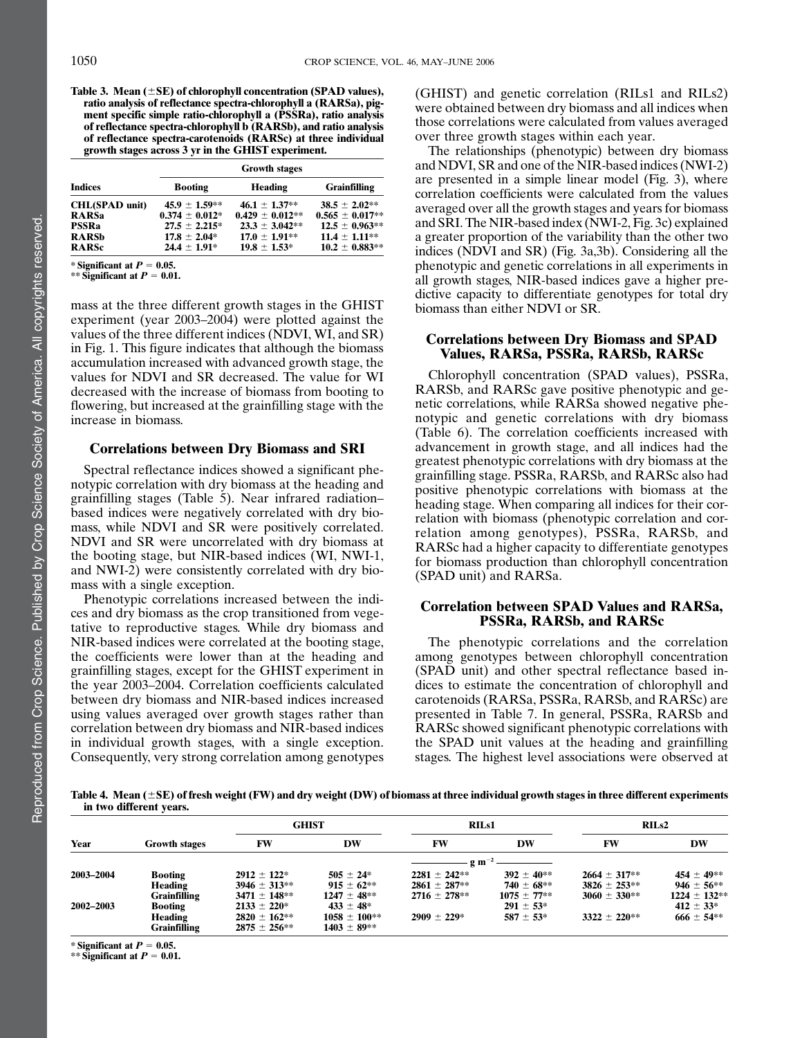**Table 3. Mean (±SE) of chlorophyll concentration (SPAD values), ratio analysis of reflectance spectra-chlorophyll a (RARSa), pigment specific simple ratio-chlorophyll a (PSSRa), ratio analysis of reflectance spectra-chlorophyll b (RARSb), and ratio analysis of reflectance spectra-carotenoids (RARSc) at three individual growth stages across 3 yr in the GHIST experiment.**

| Indices | Growth stages | | |
|---|---|---|---|
| | Booting | Heading | Grainfilling |
| CHL(SPAD unit) | 45.9 ± 1.59** | 46.1 ± 1.37** | 38.5 ± 2.02** |
| RARSa | 0.374 ± 0.012* | 0.429 ± 0.012** | 0.565 ± 0.017** |
| PSSRa | 27.5 ± 2.215* | 23.3 ± 3.042** | 12.5 ± 0.963** |
| RARSb | 17.8 ± 2.04* | 17.0 ± 1.91** | 11.4 ± 1.11** |
| RARSc | 24.4 ± 1.91* | 19.8 ± 1.53* | 10.2 ± 0.883** |

\* Significant at $P = 0.05$.
** Significant at $P = 0.01$.

mass at the three different growth stages in the GHIST experiment (year 2003–2004) were plotted against the values of the three different indices (NDVI, WI, and SR) in Fig. 1. This figure indicates that although the biomass accumulation increased with advanced growth stage, the values for NDVI and SR decreased. The value for WI decreased with the increase of biomass from booting to flowering, but increased at the grainfilling stage with the increase in biomass.

## Correlations between Dry Biomass and SRI

Spectral reflectance indices showed a significant phenotypic correlation with dry biomass at the heading and grainfilling stages (Table 5). Near infrared radiation–based indices were negatively correlated with dry biomass, while NDVI and SR were positively correlated. NDVI and SR were uncorrelated with dry biomass at the booting stage, but NIR-based indices (WI, NWI-1, and NWI-2) were consistently correlated with dry biomass with a single exception.

Phenotypic correlations increased between the indices and dry biomass as the crop transitioned from vegetative to reproductive stages. While dry biomass and NIR-based indices were correlated at the booting stage, the coefficients were lower than at the heading and grainfilling stages, except for the GHIST experiment in the year 2003–2004. Correlation coefficients calculated between dry biomass and NIR-based indices increased using values averaged over growth stages rather than correlation between dry biomass and NIR-based indices in individual growth stages, with a single exception. Consequently, very strong correlation among genotypes (GHIST) and genetic correlation (RILs1 and RILs2) were obtained between dry biomass and all indices when those correlations were calculated from values averaged over three growth stages within each year.

The relationships (phenotypic) between dry biomass and NDVI, SR and one of the NIR-based indices (NWI-2) are presented in a simple linear model (Fig. 3), where correlation coefficients were calculated from the values averaged over all the growth stages and years for biomass and SRI. The NIR-based index (NWI-2, Fig. 3c) explained a greater proportion of the variability than the other two indices (NDVI and SR) (Fig. 3a,3b). Considering all the phenotypic and genetic correlations in all experiments in all growth stages, NIR-based indices gave a higher predictive capacity to differentiate genotypes for total dry biomass than either NDVI or SR.

## Correlations between Dry Biomass and SPAD Values, RARSa, PSSRa, RARSb, RARSc

Chlorophyll concentration (SPAD values), PSSRa, RARSb, and RARSc gave positive phenotypic and genetic correlations, while RARSa showed negative phenotypic and genetic correlations with dry biomass (Table 6). The correlation coefficients increased with advancement in growth stage, and all indices had the greatest phenotypic correlations with dry biomass at the grainfilling stage. PSSRa, RARSb, and RARSc also had positive phenotypic correlations with biomass at the heading stage. When comparing all indices for their correlation with biomass (phenotypic correlation and correlation among genotypes), PSSRa, RARSb, and RARSc had a higher capacity to differentiate genotypes for biomass production than chlorophyll concentration (SPAD unit) and RARSa.

## Correlation between SPAD Values and RARSa, PSSRa, RARSb, and RARSc

The phenotypic correlations and the correlation among genotypes between chlorophyll concentration (SPAD unit) and other spectral reflectance based indices to estimate the concentration of chlorophyll and carotenoids (RARSa, PSSRa, RARSb, and RARSc) are presented in Table 7. In general, PSSRa, RARSb and RARSc showed significant phenotypic correlations with the SPAD unit values at the heading and grainfilling stages. The highest level associations were observed at

**Table 4. Mean (±SE) of fresh weight (FW) and dry weight (DW) of biomass at three individual growth stages in three different experiments in two different years.**

| Year | Growth stages | GHIST | | RILs1 | | RILs2 | |
|---|---|---|---|---|---|---|---|
| | | FW | DW | FW | DW | FW | DW |
| | | | | g m$^{-2}$ | | | |
| 2003–2004 | Booting | 2912 ± 122* | 505 ± 24* | 2281 ± 242** | 392 ± 40** | 2664 ± 317** | 454 ± 49** |
| | Heading | 3946 ± 313** | 915 ± 62** | 2861 ± 287** | 740 ± 68** | 3826 ± 253** | 946 ± 56** |
| | Grainfilling | 3471 ± 148** | 1247 ± 48** | 2716 ± 278** | 1075 ± 77** | 3060 ± 330** | 1224 ± 132** |
| 2002–2003 | Booting | 2133 ± 220* | 433 ± 48* | | 291 ± 53* | | 412 ± 33* |
| | Heading | 2820 ± 162** | 1058 ± 100** | 2909 ± 229* | 587 ± 53* | 3322 ± 220** | 666 ± 54** |
| | Grainfilling | 2875 ± 256** | 1403 ± 89** | | | | |

\* Significant at $P = 0.05$.
** Significant at $P = 0.01$.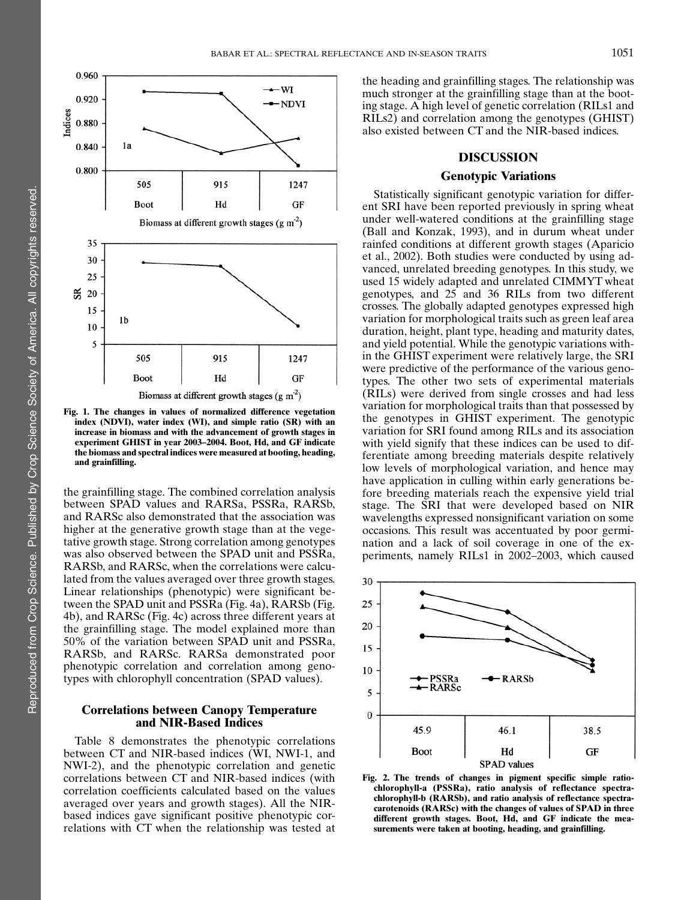Fig. 1. The changes in values of normalized difference vegetation index (NDVI), water index (WI), and simple ratio (SR) with an increase in biomass and with the advancement of growth stages in experiment GHIST in year 2003–2004. Boot, Hd, and GF indicate the biomass and spectral indices were measured at booting, heading, and grainfilling.

the grainfilling stage. The combined correlation analysis between SPAD values and RARSa, PSSRa, RARSb, and RARSc also demonstrated that the association was higher at the generative growth stage than at the vegetative growth stage. Strong correlation among genotypes was also observed between the SPAD unit and PSSRa, RARSb, and RARSc, when the correlations were calculated from the values averaged over three growth stages. Linear relationships (phenotypic) were significant between the SPAD unit and PSSRa (Fig. 4a), RARSb (Fig. 4b), and RARSc (Fig. 4c) across three different years at the grainfilling stage. The model explained more than 50% of the variation between SPAD unit and PSSRa, RARSb, and RARSc. RARSa demonstrated poor phenotypic correlation and correlation among genotypes with chlorophyll concentration (SPAD values).

### Correlations between Canopy Temperature and NIR-Based Indices

Table 8 demonstrates the phenotypic correlations between CT and NIR-based indices (WI, NWI-1, and NWI-2), and the phenotypic correlation and genetic correlations between CT and NIR-based indices (with correlation coefficients calculated based on the values averaged over years and growth stages). All the NIR-based indices gave significant positive phenotypic correlations with CT when the relationship was tested at the heading and grainfilling stages. The relationship was much stronger at the grainfilling stage than at the booting stage. A high level of genetic correlation (RILs1 and RILs2) and correlation among the genotypes (GHIST) also existed between CT and the NIR-based indices.

## DISCUSSION

### Genotypic Variations

Statistically significant genotypic variation for different SRI have been reported previously in spring wheat under well-watered conditions at the grainfilling stage (Ball and Konzak, 1993), and in durum wheat under rainfed conditions at different growth stages (Aparicio et al., 2002). Both studies were conducted by using advanced, unrelated breeding genotypes. In this study, we used 15 widely adapted and unrelated CIMMYT wheat genotypes, and 25 and 36 RILs from two different crosses. The globally adapted genotypes expressed high variation for morphological traits such as green leaf area duration, height, plant type, heading and maturity dates, and yield potential. While the genotypic variations within the GHIST experiment were relatively large, the SRI were predictive of the performance of the various genotypes. The other two sets of experimental materials (RILs) were derived from single crosses and had less variation for morphological traits than that possessed by the genotypes in GHIST experiment. The genotypic variation for SRI found among RILs and its association with yield signify that these indices can be used to differentiate among breeding materials despite relatively low levels of morphological variation, and hence may have application in culling within early generations before breeding materials reach the expensive yield trial stage. The SRI that were developed based on NIR wavelengths expressed nonsignificant variation on some occasions. This result was accentuated by poor germination and a lack of soil coverage in one of the experiments, namely RILs1 in 2002–2003, which caused

Fig. 2. The trends of changes in pigment specific simple ratio-chlorophyll-a (PSSRa), ratio analysis of reflectance spectra-chlorophyll-b (RARSb), and ratio analysis of reflectance spectra-carotenoids (RARSc) with the changes of values of SPAD in three different growth stages. Boot, Hd, and GF indicate the measurements were taken at booting, heading, and grainfilling.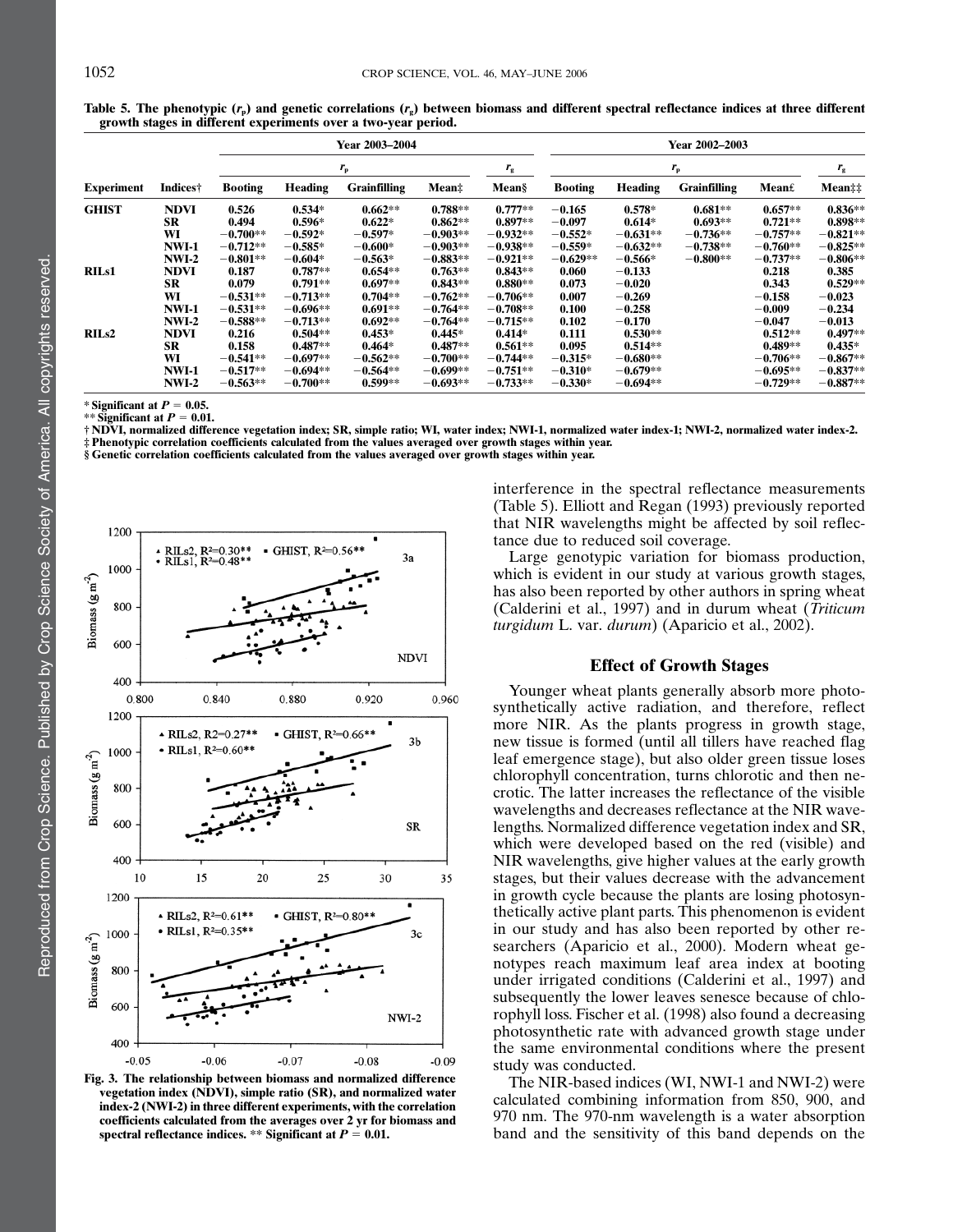**Table 5. The phenotypic ($r_p$) and genetic correlations ($r_g$) between biomass and different spectral reflectance indices at three different growth stages in different experiments over a two-year period.**

| | | Year 2003–2004 | | | | | Year 2002–2003 | | | | |
|---|---|---|---|---|---|---|---|---|---|---|---|
| | | $r_p$ | | | | $r_g$ | $r_p$ | | | | $r_g$ |
| **Experiment** | **Indices†** | **Booting** | **Heading** | **Grainfilling** | **Mean‡** | **Mean§** | **Booting** | **Heading** | **Grainfilling** | **Mean£** | **Mean‡‡** |
| **GHIST** | **NDVI** | 0.526 | 0.534* | 0.662** | 0.788** | 0.777** | −0.165 | 0.578* | 0.681** | 0.657** | 0.836** |
| | **SR** | 0.494 | 0.596* | 0.622* | 0.862** | 0.897** | −0.097 | 0.614* | 0.693** | 0.721** | 0.898** |
| | **WI** | −0.700** | −0.592* | −0.597* | −0.903** | −0.932** | −0.552* | −0.631** | −0.736** | −0.757** | −0.821** |
| | **NWI-1** | −0.712** | −0.585* | −0.600* | −0.903** | −0.938** | −0.559* | −0.632** | −0.738** | −0.760** | −0.825** |
| | **NWI-2** | −0.801** | −0.604* | −0.563* | −0.883** | −0.921** | −0.629** | −0.566* | −0.800** | −0.737** | −0.806** |
| **RILs1** | **NDVI** | 0.187 | 0.787** | 0.654** | 0.763** | 0.843** | 0.060 | −0.133 | | 0.218 | 0.385 |
| | **SR** | 0.079 | 0.791** | 0.697** | 0.843** | 0.880** | 0.073 | −0.020 | | 0.343 | 0.529** |
| | **WI** | −0.531** | −0.713** | 0.704** | −0.762** | −0.706** | 0.007 | −0.269 | | −0.158 | −0.023 |
| | **NWI-1** | −0.531** | −0.696** | 0.691** | −0.764** | −0.708** | 0.100 | −0.258 | | −0.009 | −0.234 |
| | **NWI-2** | −0.588** | −0.713** | 0.692** | −0.764** | −0.715** | 0.102 | −0.170 | | −0.047 | −0.013 |
| **RILs2** | **NDVI** | 0.216 | 0.504** | 0.453* | 0.445* | 0.414* | 0.111 | 0.530** | | 0.512** | 0.497** |
| | **SR** | 0.158 | 0.487** | 0.464* | 0.487** | 0.561** | 0.095 | 0.514** | | 0.489** | 0.435* |
| | **WI** | −0.541** | −0.697** | −0.562** | −0.700** | −0.744** | −0.315* | −0.680** | | −0.706** | −0.867** |
| | **NWI-1** | −0.517** | −0.694** | −0.564** | −0.699** | −0.751** | −0.310* | −0.679** | | −0.695** | −0.837** |
| | **NWI-2** | −0.563** | −0.700** | 0.599** | −0.693** | −0.733** | −0.330* | −0.694** | | −0.729** | −0.887** |

\* Significant at $P = 0.05$.
\*\* Significant at $P = 0.01$.
† NDVI, normalized difference vegetation index; SR, simple ratio; WI, water index; NWI-1, normalized water index-1; NWI-2, normalized water index-2.
‡ Phenotypic correlation coefficients calculated from the values averaged over growth stages within year.
§ Genetic correlation coefficients calculated from the values averaged over growth stages within year.

**Fig. 3. The relationship between biomass and normalized difference vegetation index (NDVI), simple ratio (SR), and normalized water index-2 (NWI-2) in three different experiments, with the correlation coefficients calculated from the averages over 2 yr for biomass and spectral reflectance indices. \*\* Significant at $P = 0.01$.**

interference in the spectral reflectance measurements (Table 5). Elliott and Regan (1993) previously reported that NIR wavelengths might be affected by soil reflectance due to reduced soil coverage.

Large genotypic variation for biomass production, which is evident in our study at various growth stages, has also been reported by other authors in spring wheat (Calderini et al., 1997) and in durum wheat (*Triticum turgidum* L. var. *durum*) (Aparicio et al., 2002).

## Effect of Growth Stages

Younger wheat plants generally absorb more photosynthetically active radiation, and therefore, reflect more NIR. As the plants progress in growth stage, new tissue is formed (until all tillers have reached flag leaf emergence stage), but also older green tissue loses chlorophyll concentration, turns chlorotic and then necrotic. The latter increases the reflectance of the visible wavelengths and decreases reflectance at the NIR wavelengths. Normalized difference vegetation index and SR, which were developed based on the red (visible) and NIR wavelengths, give higher values at the early growth stages, but their values decrease with the advancement in growth cycle because the plants are losing photosynthetically active plant parts. This phenomenon is evident in our study and has also been reported by other researchers (Aparicio et al., 2000). Modern wheat genotypes reach maximum leaf area index at booting under irrigated conditions (Calderini et al., 1997) and subsequently the lower leaves senesce because of chlorophyll loss. Fischer et al. (1998) also found a decreasing photosynthetic rate with advanced growth stage under the same environmental conditions where the present study was conducted.

The NIR-based indices (WI, NWI-1 and NWI-2) were calculated combining information from 850, 900, and 970 nm. The 970-nm wavelength is a water absorption band and the sensitivity of this band depends on the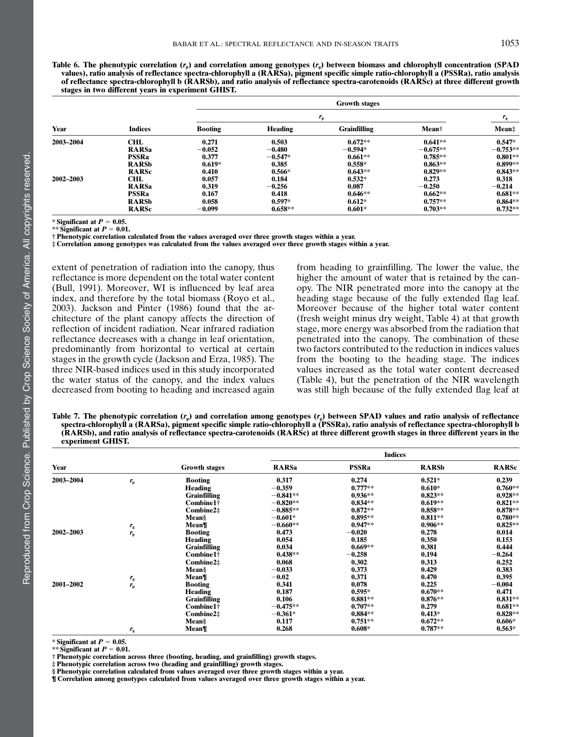**Table 6. The phenotypic correlation ($r_p$) and correlation among genotypes ($r_g$) between biomass and chlorophyll concentration (SPAD values), ratio analysis of reflectance spectra-chlorophyll a (RARSa), pigment specific simple ratio-chlorophyll a (PSSRa), ratio analysis of reflectance spectra-chlorophyll b (RARSb), and ratio analysis of reflectance spectra-carotenoids (RARSc) at three different growth stages in two different years in experiment GHIST.**

| | | Growth stages | | | | |
|---|---|---|---|---|---|---|
| | | $r_p$ | | | | $r_g$ |
| Year | Indices | Booting | Heading | Grainfilling | Mean† | Mean‡ |
| 2003–2004 | CHL | 0.271 | 0.503 | 0.672** | 0.641** | 0.547* |
| | RARSa | −0.052 | −0.480 | −0.594* | −0.675** | −0.753** |
| | PSSRa | 0.377 | −0.547* | 0.661** | 0.785** | 0.801** |
| | RARSb | 0.619* | 0.385 | 0.558* | 0.863** | 0.899** |
| | RARSc | 0.410 | 0.566* | 0.643** | 0.829** | 0.843** |
| 2002–2003 | CHL | 0.057 | 0.184 | 0.532* | 0.273 | 0.318 |
| | RARSa | 0.319 | −0.256 | 0.087 | −0.250 | −0.214 |
| | PSSRa | 0.167 | 0.418 | 0.646** | 0.662** | 0.681** |
| | RARSb | 0.058 | 0.597* | 0.612* | 0.757** | 0.864** |
| | RARSc | −0.099 | 0.658** | 0.601* | 0.703** | 0.732** |

\* Significant at $P = 0.05$.
** Significant at $P = 0.01$.
† Phenotypic correlation calculated from the values averaged over three growth stages within a year.
‡ Correlation among genotypes was calculated from the values averaged over three growth stages within a year.

extent of penetration of radiation into the canopy, thus reflectance is more dependent on the total water content (Bull, 1991). Moreover, WI is influenced by leaf area index, and therefore by the total biomass (Royo et al., 2003). Jackson and Pinter (1986) found that the architecture of the plant canopy affects the direction of reflection of incident radiation. Near infrared radiation reflectance decreases with a change in leaf orientation, predominantly from horizontal to vertical at certain stages in the growth cycle (Jackson and Erza, 1985). The three NIR-based indices used in this study incorporated the water status of the canopy, and the index values decreased from booting to heading and increased again from heading to grainfilling. The lower the value, the higher the amount of water that is retained by the canopy. The NIR penetrated more into the canopy at the heading stage because of the fully extended flag leaf. Moreover because of the higher total water content (fresh weight minus dry weight, Table 4) at that growth stage, more energy was absorbed from the radiation that penetrated into the canopy. The combination of these two factors contributed to the reduction in indices values from the booting to the heading stage. The indices values increased as the total water content decreased (Table 4), but the penetration of the NIR wavelength was still high because of the fully extended flag leaf at

**Table 7. The phenotypic correlation ($r_p$) and correlation among genotypes ($r_g$) between SPAD values and ratio analysis of reflectance spectra-chlorophyll a (RARSa), pigment specific simple ratio-chlorophyll a (PSSRa), ratio analysis of reflectance spectra-chlorophyll b (RARSb), and ratio analysis of reflectance spectra-carotenoids (RARSc) at three different growth stages in three different years in the experiment GHIST.**

| | | | Indices | | | |
|---|---|---|---|---|---|---|
| Year | | Growth stages | RARSa | PSSRa | RARSb | RARSc |
| 2003–2004 | $r_p$ | Booting | 0.317 | 0.274 | 0.521* | 0.239 |
| | | Heading | −0.359 | 0.777** | 0.610* | 0.760** |
| | | Grainfilling | −0.841** | 0.936** | 0.823** | 0.928** |
| | | Combine1† | −0.820** | 0.834** | 0.619** | 0.821** |
| | | Combine2‡ | −0.885** | 0.872** | 0.858** | 0.878** |
| | | Mean§ | −0.601* | 0.895** | 0.811** | 0.780** |
| | $r_g$ | Mean¶ | −0.660** | 0.947** | 0.906** | 0.825** |
| 2002–2003 | $r_p$ | Booting | 0.473 | −0.020 | 0.278 | 0.014 |
| | | Heading | 0.054 | 0.185 | 0.350 | 0.153 |
| | | Grainfilling | 0.034 | 0.669** | 0.381 | 0.444 |
| | | Combine1† | 0.438** | −0.258 | 0.194 | −0.264 |
| | | Combine2‡ | 0.068 | 0.302 | 0.313 | 0.252 |
| | | Mean§ | −0.033 | 0.373 | 0.429 | 0.383 |
| | $r_g$ | Mean¶ | −0.02 | 0.371 | 0.470 | 0.395 |
| 2001–2002 | $r_p$ | Booting | 0.341 | 0.078 | 0.225 | −0.004 |
| | | Heading | 0.187 | 0.595* | 0.670** | 0.471 |
| | | Grainfilling | 0.106 | 0.881** | 0.876** | 0.831** |
| | | Combine1† | −0.475** | 0.707** | 0.279 | 0.681** |
| | | Combine2‡ | −0.361* | 0.884** | 0.413* | 0.828** |
| | | Mean§ | 0.117 | 0.751** | 0.672** | 0.606* |
| | $r_g$ | Mean¶ | 0.268 | 0.608* | 0.787** | 0.563* |

\* Significant at $P = 0.05$.
** Significant at $P = 0.01$.
† Phenotypic correlation across three (booting, heading, and grainfilling) growth stages.
‡ Phenotypic correlation across two (heading and grainfilling) growth stages.
§ Phenotypic correlation calculated from values averaged over three growth stages within a year.
¶ Correlation among genotypes calculated from values averaged over three growth stages within a year.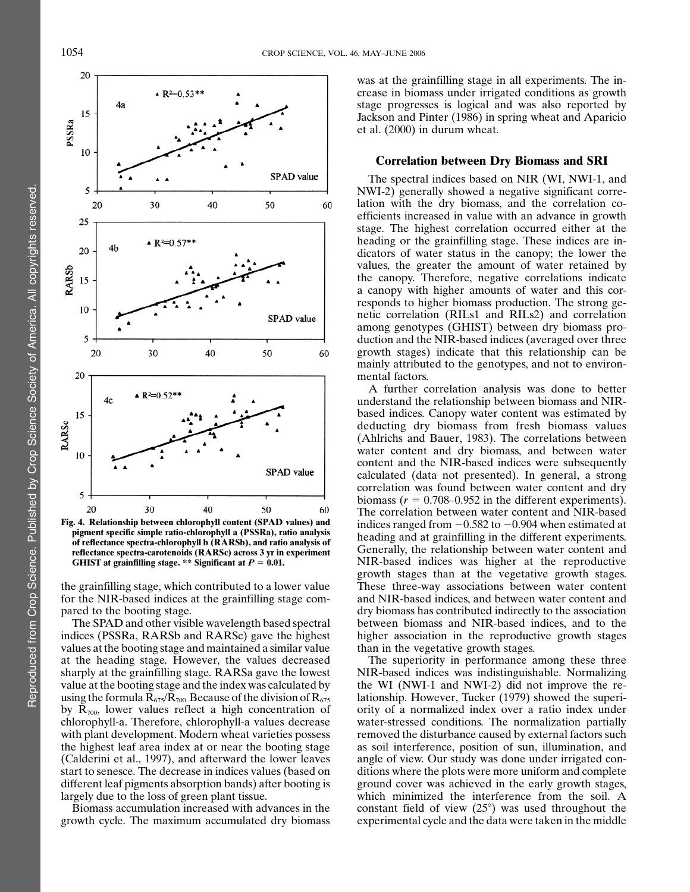Fig. 4. Relationship between chlorophyll content (SPAD values) and pigment specific simple ratio-chlorophyll a (PSSRa), ratio analysis of reflectance spectra-chlorophyll b (RARSb), and ratio analysis of reflectance spectra-carotenoids (RARSc) across 3 yr in experiment GHIST at grainfilling stage. ** Significant at $P = 0.01$.

the grainfilling stage, which contributed to a lower value for the NIR-based indices at the grainfilling stage compared to the booting stage.

The SPAD and other visible wavelength based spectral indices (PSSRa, RARSb and RARSc) gave the highest values at the booting stage and maintained a similar value at the heading stage. However, the values decreased sharply at the grainfilling stage. RARSa gave the lowest value at the booting stage and the index was calculated by using the formula $R_{675}/R_{700}$. Because of the division of $R_{675}$ by $R_{700}$, lower values reflect a high concentration of chlorophyll-a. Therefore, chlorophyll-a values decrease with plant development. Modern wheat varieties possess the highest leaf area index at or near the booting stage (Calderini et al., 1997), and afterward the lower leaves start to senesce. The decrease in indices values (based on different leaf pigments absorption bands) after booting is largely due to the loss of green plant tissue.

Biomass accumulation increased with advances in the growth cycle. The maximum accumulated dry biomass was at the grainfilling stage in all experiments. The increase in biomass under irrigated conditions as growth stage progresses is logical and was also reported by Jackson and Pinter (1986) in spring wheat and Aparicio et al. (2000) in durum wheat.

## Correlation between Dry Biomass and SRI

The spectral indices based on NIR (WI, NWI-1, and NWI-2) generally showed a negative significant correlation with the dry biomass, and the correlation coefficients increased in value with an advance in growth stage. The highest correlation occurred either at the heading or the grainfilling stage. These indices are indicators of water status in the canopy; the lower the values, the greater the amount of water retained by the canopy. Therefore, negative correlations indicate a canopy with higher amounts of water and this corresponds to higher biomass production. The strong genetic correlation (RILs1 and RILs2) and correlation among genotypes (GHIST) between dry biomass production and the NIR-based indices (averaged over three growth stages) indicate that this relationship can be mainly attributed to the genotypes, and not to environmental factors.

A further correlation analysis was done to better understand the relationship between biomass and NIR-based indices. Canopy water content was estimated by deducting dry biomass from fresh biomass values (Ahlrichs and Bauer, 1983). The correlations between water content and dry biomass, and between water content and the NIR-based indices were subsequently calculated (data not presented). In general, a strong correlation was found between water content and dry biomass ($r = 0.708$–$0.952$ in the different experiments). The correlation between water content and NIR-based indices ranged from $-0.582$ to $-0.904$ when estimated at heading and at grainfilling in the different experiments. Generally, the relationship between water content and NIR-based indices was higher at the reproductive growth stages than at the vegetative growth stages. These three-way associations between water content and NIR-based indices, and between water content and dry biomass has contributed indirectly to the association between biomass and NIR-based indices, and to the higher association in the reproductive growth stages than in the vegetative growth stages.

The superiority in performance among these three NIR-based indices was indistinguishable. Normalizing the WI (NWI-1 and NWI-2) did not improve the relationship. However, Tucker (1979) showed the superiority of a normalized index over a ratio index under water-stressed conditions. The normalization partially removed the disturbance caused by external factors such as soil interference, position of sun, illumination, and angle of view. Our study was done under irrigated conditions where the plots were more uniform and complete ground cover was achieved in the early growth stages, which minimized the interference from the soil. A constant field of view (25°) was used throughout the experimental cycle and the data were taken in the middle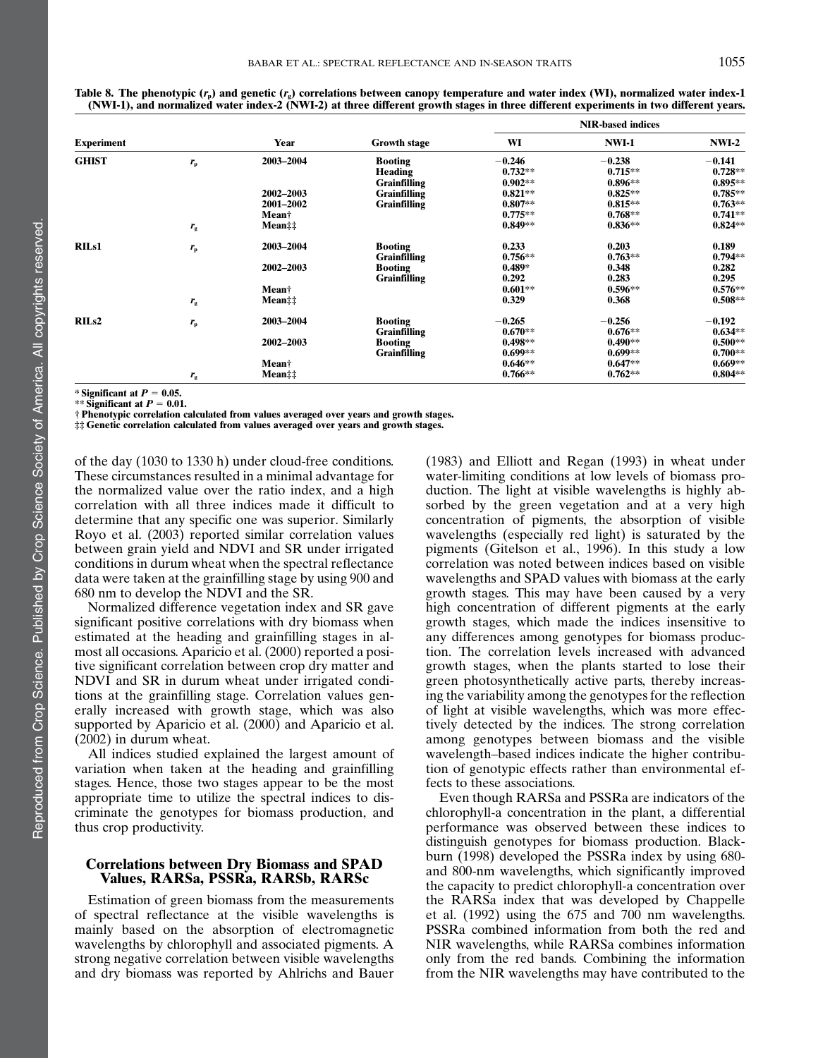**Table 8. The phenotypic ($r_p$) and genetic ($r_g$) correlations between canopy temperature and water index (WI), normalized water index-1 (NWI-1), and normalized water index-2 (NWI-2) at three different growth stages in three different experiments in two different years.**

| Experiment | | Year | Growth stage | NIR-based indices | | |
|---|---|---|---|---|---|---|
| | | | | WI | NWI-1 | NWI-2 |
| GHIST | $r_p$ | 2003–2004 | Booting | −0.246 | −0.238 | −0.141 |
| | | | Heading | 0.732** | 0.715** | 0.728** |
| | | | Grainfilling | 0.902** | 0.896** | 0.895** |
| | | 2002–2003 | Grainfilling | 0.821** | 0.825** | 0.785** |
| | | 2001–2002 | Grainfilling | 0.807** | 0.815** | 0.763** |
| | | Mean† | | 0.775** | 0.768** | 0.741** |
| | $r_g$ | Mean‡‡ | | 0.849** | 0.836** | 0.824** |
| RILs1 | $r_p$ | 2003–2004 | Booting | 0.233 | 0.203 | 0.189 |
| | | | Grainfilling | 0.756** | 0.763** | 0.794** |
| | | 2002–2003 | Booting | 0.489* | 0.348 | 0.282 |
| | | | Grainfilling | 0.292 | 0.283 | 0.295 |
| | | Mean† | | 0.601** | 0.596** | 0.576** |
| | $r_g$ | Mean‡‡ | | 0.329 | 0.368 | 0.508** |
| RILs2 | $r_p$ | 2003–2004 | Booting | −0.265 | −0.256 | −0.192 |
| | | | Grainfilling | 0.670** | 0.676** | 0.634** |
| | | 2002–2003 | Booting | 0.498** | 0.490** | 0.500** |
| | | | Grainfilling | 0.699** | 0.699** | 0.700** |
| | | Mean† | | 0.646** | 0.647** | 0.669** |
| | $r_g$ | Mean‡‡ | | 0.766** | 0.762** | 0.804** |

* Significant at $P = 0.05$.
** Significant at $P = 0.01$.
† Phenotypic correlation calculated from values averaged over years and growth stages.
‡‡ Genetic correlation calculated from values averaged over years and growth stages.

of the day (1030 to 1330 h) under cloud-free conditions. These circumstances resulted in a minimal advantage for the normalized value over the ratio index, and a high correlation with all three indices made it difficult to determine that any specific one was superior. Similarly Royo et al. (2003) reported similar correlation values between grain yield and NDVI and SR under irrigated conditions in durum wheat when the spectral reflectance data were taken at the grainfilling stage by using 900 and 680 nm to develop the NDVI and the SR.

Normalized difference vegetation index and SR gave significant positive correlations with dry biomass when estimated at the heading and grainfilling stages in almost all occasions. Aparicio et al. (2000) reported a positive significant correlation between crop dry matter and NDVI and SR in durum wheat under irrigated conditions at the grainfilling stage. Correlation values generally increased with growth stage, which was also supported by Aparicio et al. (2000) and Aparicio et al. (2002) in durum wheat.

All indices studied explained the largest amount of variation when taken at the heading and grainfilling stages. Hence, those two stages appear to be the most appropriate time to utilize the spectral indices to discriminate the genotypes for biomass production, and thus crop productivity.

## Correlations between Dry Biomass and SPAD Values, RARSa, PSSRa, RARSb, RARSc

Estimation of green biomass from the measurements of spectral reflectance at the visible wavelengths is mainly based on the absorption of electromagnetic wavelengths by chlorophyll and associated pigments. A strong negative correlation between visible wavelengths and dry biomass was reported by Ahlrichs and Bauer (1983) and Elliott and Regan (1993) in wheat under water-limiting conditions at low levels of biomass production. The light at visible wavelengths is highly absorbed by the green vegetation and at a very high concentration of pigments, the absorption of visible wavelengths (especially red light) is saturated by the pigments (Gitelson et al., 1996). In this study a low correlation was noted between indices based on visible wavelengths and SPAD values with biomass at the early growth stages. This may have been caused by a very high concentration of different pigments at the early growth stages, which made the indices insensitive to any differences among genotypes for biomass production. The correlation levels increased with advanced growth stages, when the plants started to lose their green photosynthetically active parts, thereby increasing the variability among the genotypes for the reflection of light at visible wavelengths, which was more effectively detected by the indices. The strong correlation among genotypes between biomass and the visible wavelength–based indices indicate the higher contribution of genotypic effects rather than environmental effects to these associations.

Even though RARSa and PSSRa are indicators of the chlorophyll-a concentration in the plant, a differential performance was observed between these indices to distinguish genotypes for biomass production. Blackburn (1998) developed the PSSRa index by using 680- and 800-nm wavelengths, which significantly improved the capacity to predict chlorophyll-a concentration over the RARSa index that was developed by Chappelle et al. (1992) using the 675 and 700 nm wavelengths. PSSRa combined information from both the red and NIR wavelengths, while RARSa combines information only from the red bands. Combining the information from the NIR wavelengths may have contributed to the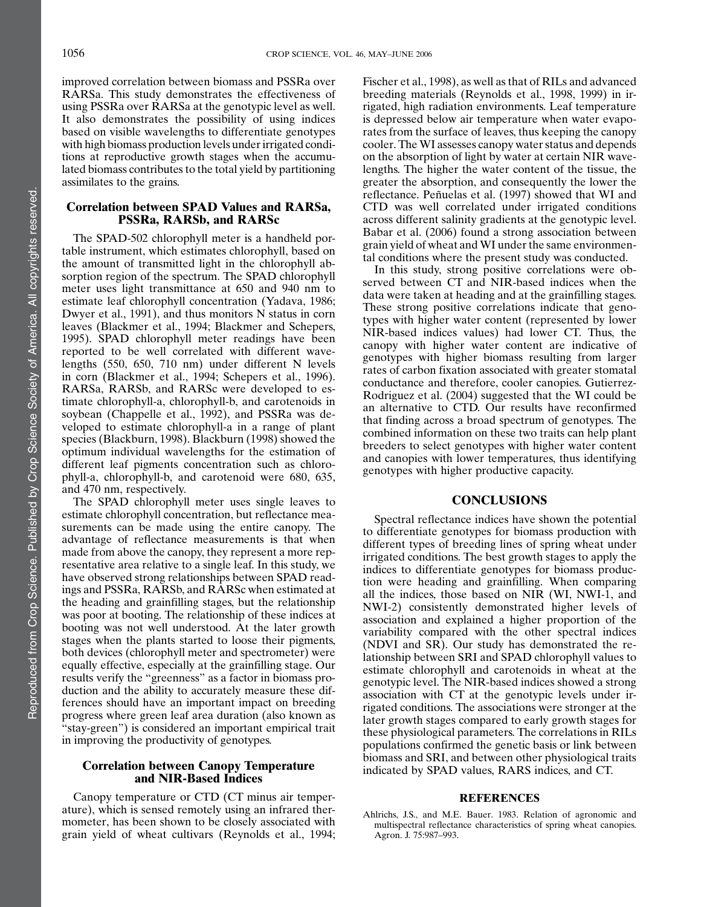improved correlation between biomass and PSSRa over RARSa. This study demonstrates the effectiveness of using PSSRa over RARSa at the genotypic level as well. It also demonstrates the possibility of using indices based on visible wavelengths to differentiate genotypes with high biomass production levels under irrigated conditions at reproductive growth stages when the accumulated biomass contributes to the total yield by partitioning assimilates to the grains.

### Correlation between SPAD Values and RARSa, PSSRa, RARSb, and RARSc

The SPAD-502 chlorophyll meter is a handheld portable instrument, which estimates chlorophyll, based on the amount of transmitted light in the chlorophyll absorption region of the spectrum. The SPAD chlorophyll meter uses light transmittance at 650 and 940 nm to estimate leaf chlorophyll concentration (Yadava, 1986; Dwyer et al., 1991), and thus monitors N status in corn leaves (Blackmer et al., 1994; Blackmer and Schepers, 1995). SPAD chlorophyll meter readings have been reported to be well correlated with different wavelengths (550, 650, 710 nm) under different N levels in corn (Blackmer et al., 1994; Schepers et al., 1996). RARSa, RARSb, and RARSc were developed to estimate chlorophyll-a, chlorophyll-b, and carotenoids in soybean (Chappelle et al., 1992), and PSSRa was developed to estimate chlorophyll-a in a range of plant species (Blackburn, 1998). Blackburn (1998) showed the optimum individual wavelengths for the estimation of different leaf pigments concentration such as chlorophyll-a, chlorophyll-b, and carotenoid were 680, 635, and 470 nm, respectively.

The SPAD chlorophyll meter uses single leaves to estimate chlorophyll concentration, but reflectance measurements can be made using the entire canopy. The advantage of reflectance measurements is that when made from above the canopy, they represent a more representative area relative to a single leaf. In this study, we have observed strong relationships between SPAD readings and PSSRa, RARSb, and RARSc when estimated at the heading and grainfilling stages, but the relationship was poor at booting. The relationship of these indices at booting was not well understood. At the later growth stages when the plants started to loose their pigments, both devices (chlorophyll meter and spectrometer) were equally effective, especially at the grainfilling stage. Our results verify the "greenness" as a factor in biomass production and the ability to accurately measure these differences should have an important impact on breeding progress where green leaf area duration (also known as "stay-green") is considered an important empirical trait in improving the productivity of genotypes.

### Correlation between Canopy Temperature and NIR-Based Indices

Canopy temperature or CTD (CT minus air temperature), which is sensed remotely using an infrared thermometer, has been shown to be closely associated with grain yield of wheat cultivars (Reynolds et al., 1994; Fischer et al., 1998), as well as that of RILs and advanced breeding materials (Reynolds et al., 1998, 1999) in irrigated, high radiation environments. Leaf temperature is depressed below air temperature when water evaporates from the surface of leaves, thus keeping the canopy cooler. The WI assesses canopy water status and depends on the absorption of light by water at certain NIR wavelengths. The higher the water content of the tissue, the greater the absorption, and consequently the lower the reflectance. Peñuelas et al. (1997) showed that WI and CTD was well correlated under irrigated conditions across different salinity gradients at the genotypic level. Babar et al. (2006) found a strong association between grain yield of wheat and WI under the same environmental conditions where the present study was conducted.

In this study, strong positive correlations were observed between CT and NIR-based indices when the data were taken at heading and at the grainfilling stages. These strong positive correlations indicate that genotypes with higher water content (represented by lower NIR-based indices values) had lower CT. Thus, the canopy with higher water content are indicative of genotypes with higher biomass resulting from larger rates of carbon fixation associated with greater stomatal conductance and therefore, cooler canopies. Gutierrez-Rodriguez et al. (2004) suggested that the WI could be an alternative to CTD. Our results have reconfirmed that finding across a broad spectrum of genotypes. The combined information on these two traits can help plant breeders to select genotypes with higher water content and canopies with lower temperatures, thus identifying genotypes with higher productive capacity.

## CONCLUSIONS

Spectral reflectance indices have shown the potential to differentiate genotypes for biomass production with different types of breeding lines of spring wheat under irrigated conditions. The best growth stages to apply the indices to differentiate genotypes for biomass production were heading and grainfilling. When comparing all the indices, those based on NIR (WI, NWI-1, and NWI-2) consistently demonstrated higher levels of association and explained a higher proportion of the variability compared with the other spectral indices (NDVI and SR). Our study has demonstrated the relationship between SRI and SPAD chlorophyll values to estimate chlorophyll and carotenoids in wheat at the genotypic level. The NIR-based indices showed a strong association with CT at the genotypic levels under irrigated conditions. The associations were stronger at the later growth stages compared to early growth stages for these physiological parameters. The correlations in RILs populations confirmed the genetic basis or link between biomass and SRI, and between other physiological traits indicated by SPAD values, RARS indices, and CT.

## REFERENCES

Ahlrichs, J.S., and M.E. Bauer. 1983. Relation of agronomic and multispectral reflectance characteristics of spring wheat canopies. Agron. J. 75:987–993.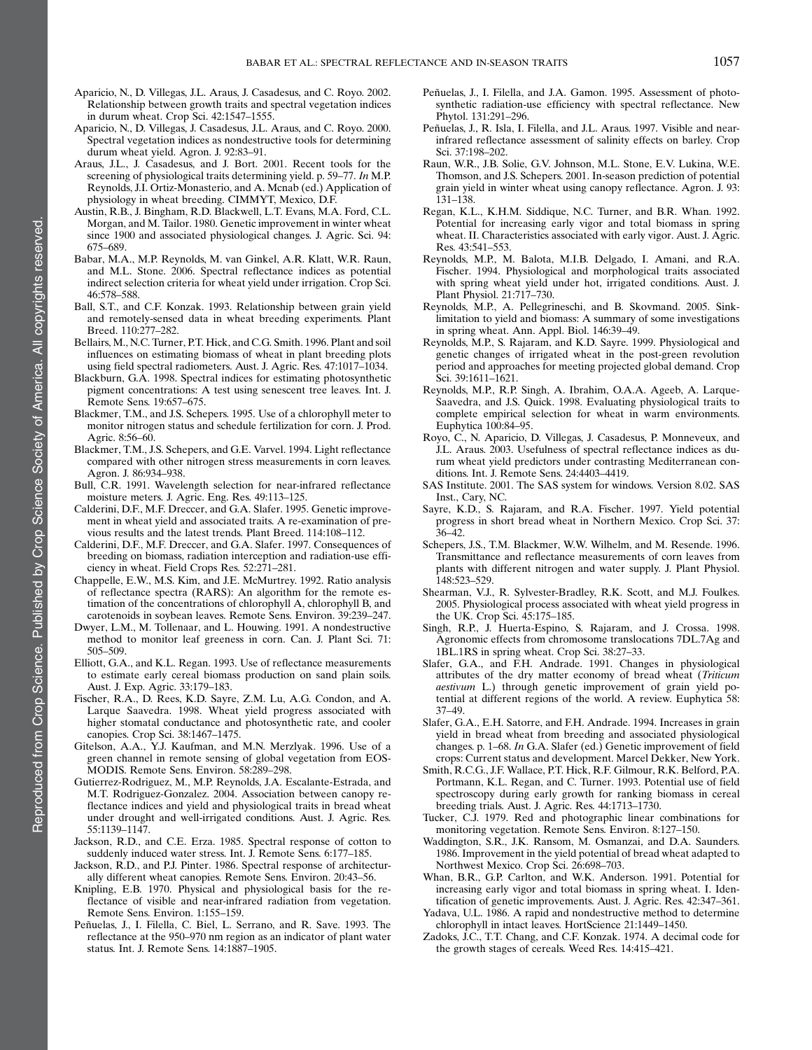Aparicio, N., D. Villegas, J.L. Araus, J. Casadesus, and C. Royo. 2002. Relationship between growth traits and spectral vegetation indices in durum wheat. Crop Sci. 42:1547–1555.

Aparicio, N., D. Villegas, J. Casadesus, J.L. Araus, and C. Royo. 2000. Spectral vegetation indices as nondestructive tools for determining durum wheat yield. Agron. J. 92:83–91.

Araus, J.L., J. Casadesus, and J. Bort. 2001. Recent tools for the screening of physiological traits determining yield. p. 59–77. *In* M.P. Reynolds, J.I. Ortiz-Monasterio, and A. Mcnab (ed.) Application of physiology in wheat breeding. CIMMYT, Mexico, D.F.

Austin, R.B., J. Bingham, R.D. Blackwell, L.T. Evans, M.A. Ford, C.L. Morgan, and M. Tailor. 1980. Genetic improvement in winter wheat since 1900 and associated physiological changes. J. Agric. Sci. 94: 675–689.

Babar, M.A., M.P. Reynolds, M. van Ginkel, A.R. Klatt, W.R. Raun, and M.L. Stone. 2006. Spectral reflectance indices as potential indirect selection criteria for wheat yield under irrigation. Crop Sci. 46:578–588.

Ball, S.T., and C.F. Konzak. 1993. Relationship between grain yield and remotely-sensed data in wheat breeding experiments. Plant Breed. 110:277–282.

Bellairs, M., N.C. Turner, P.T. Hick, and C.G. Smith. 1996. Plant and soil influences on estimating biomass of wheat in plant breeding plots using field spectral radiometers. Aust. J. Agric. Res. 47:1017–1034.

Blackburn, G.A. 1998. Spectral indices for estimating photosynthetic pigment concentrations: A test using senescent tree leaves. Int. J. Remote Sens. 19:657–675.

Blackmer, T.M., and J.S. Schepers. 1995. Use of a chlorophyll meter to monitor nitrogen status and schedule fertilization for corn. J. Prod. Agric. 8:56–60.

Blackmer, T.M., J.S. Schepers, and G.E. Varvel. 1994. Light reflectance compared with other nitrogen stress measurements in corn leaves. Agron. J. 86:934–938.

Bull, C.R. 1991. Wavelength selection for near-infrared reflectance moisture meters. J. Agric. Eng. Res. 49:113–125.

Calderini, D.F., M.F. Dreccer, and G.A. Slafer. 1995. Genetic improvement in wheat yield and associated traits. A re-examination of previous results and the latest trends. Plant Breed. 114:108–112.

Calderini, D.F., M.F. Dreccer, and G.A. Slafer. 1997. Consequences of breeding on biomass, radiation interception and radiation-use efficiency in wheat. Field Crops Res. 52:271–281.

Chappelle, E.W., M.S. Kim, and J.E. McMurtrey. 1992. Ratio analysis of reflectance spectra (RARS): An algorithm for the remote estimation of the concentrations of chlorophyll A, chlorophyll B, and carotenoids in soybean leaves. Remote Sens. Environ. 39:239–247.

Dwyer, L.M., M. Tollenaar, and L. Houwing. 1991. A nondestructive method to monitor leaf greenness in corn. Can. J. Plant Sci. 71: 505–509.

Elliott, G.A., and K.L. Regan. 1993. Use of reflectance measurements to estimate early cereal biomass production on sand plain soils. Aust. J. Exp. Agric. 33:179–183.

Fischer, R.A., D. Rees, K.D. Sayre, Z.M. Lu, A.G. Condon, and A. Larque Saavedra. 1998. Wheat yield progress associated with higher stomatal conductance and photosynthetic rate, and cooler canopies. Crop Sci. 38:1467–1475.

Gitelson, A.A., Y.J. Kaufman, and M.N. Merzlyak. 1996. Use of a green channel in remote sensing of global vegetation from EOS-MODIS. Remote Sens. Environ. 58:289–298.

Gutierrez-Rodriguez, M., M.P. Reynolds, J.A. Escalante-Estrada, and M.T. Rodriguez-Gonzalez. 2004. Association between canopy reflectance indices and yield and physiological traits in bread wheat under drought and well-irrigated conditions. Aust. J. Agric. Res. 55:1139–1147.

Jackson, R.D., and C.E. Erza. 1985. Spectral response of cotton to suddenly induced water stress. Int. J. Remote Sens. 6:177–185.

Jackson, R.D., and P.J. Pinter. 1986. Spectral response of architecturally different wheat canopies. Remote Sens. Environ. 20:43–56.

Knipling, E.B. 1970. Physical and physiological basis for the reflectance of visible and near-infrared radiation from vegetation. Remote Sens. Environ. 1:155–159.

Peñuelas, J., I. Filella, C. Biel, L. Serrano, and R. Save. 1993. The reflectance at the 950–970 nm region as an indicator of plant water status. Int. J. Remote Sens. 14:1887–1905.

Peñuelas, J., I. Filella, and J.A. Gamon. 1995. Assessment of photosynthetic radiation-use efficiency with spectral reflectance. New Phytol. 131:291–296.

Peñuelas, J., R. Isla, I. Filella, and J.L. Araus. 1997. Visible and near-infrared reflectance assessment of salinity effects on barley. Crop Sci. 37:198–202.

Raun, W.R., J.B. Solie, G.V. Johnson, M.L. Stone, E.V. Lukina, W.E. Thomson, and J.S. Schepers. 2001. In-season prediction of potential grain yield in winter wheat using canopy reflectance. Agron. J. 93: 131–138.

Regan, K.L., K.H.M. Siddique, N.C. Turner, and B.R. Whan. 1992. Potential for increasing early vigor and total biomass in spring wheat. II. Characteristics associated with early vigor. Aust. J. Agric. Res. 43:541–553.

Reynolds, M.P., M. Balota, M.I.B. Delgado, I. Amani, and R.A. Fischer. 1994. Physiological and morphological traits associated with spring wheat yield under hot, irrigated conditions. Aust. J. Plant Physiol. 21:717–730.

Reynolds, M.P., A. Pellegrineschi, and B. Skovmand. 2005. Sink-limitation to yield and biomass: A summary of some investigations in spring wheat. Ann. Appl. Biol. 146:39–49.

Reynolds, M.P., S. Rajaram, and K.D. Sayre. 1999. Physiological and genetic changes of irrigated wheat in the post-green revolution period and approaches for meeting projected global demand. Crop Sci. 39:1611–1621.

Reynolds, M.P., R.P. Singh, A. Ibrahim, O.A.A. Ageeb, A. Larque-Saavedra, and J.S. Quick. 1998. Evaluating physiological traits to complete empirical selection for wheat in warm environments. Euphytica 100:84–95.

Royo, C., N. Aparicio, D. Villegas, J. Casadesus, P. Monneveux, and J.L. Araus. 2003. Usefulness of spectral reflectance indices as durum wheat yield predictors under contrasting Mediterranean conditions. Int. J. Remote Sens. 24:4403–4419.

SAS Institute. 2001. The SAS system for windows. Version 8.02. SAS Inst., Cary, NC.

Sayre, K.D., S. Rajaram, and R.A. Fischer. 1997. Yield potential progress in short bread wheat in Northern Mexico. Crop Sci. 37: 36–42.

Schepers, J.S., T.M. Blackmer, W.W. Wilhelm, and M. Resende. 1996. Transmittance and reflectance measurements of corn leaves from plants with different nitrogen and water supply. J. Plant Physiol. 148:523–529.

Shearman, V.J., R. Sylvester-Bradley, R.K. Scott, and M.J. Foulkes. 2005. Physiological process associated with wheat yield progress in the UK. Crop Sci. 45:175–185.

Singh, R.P., J. Huerta-Espino, S. Rajaram, and J. Crossa. 1998. Agronomic effects from chromosome translocations 7DL.7Ag and 1BL.1RS in spring wheat. Crop Sci. 38:27–33.

Slafer, G.A., and F.H. Andrade. 1991. Changes in physiological attributes of the dry matter economy of bread wheat (*Triticum aestivum* L.) through genetic improvement of grain yield potential at different regions of the world. A review. Euphytica 58: 37–49.

Slafer, G.A., E.H. Satorre, and F.H. Andrade. 1994. Increases in grain yield in bread wheat from breeding and associated physiological changes. p. 1–68. *In* G.A. Slafer (ed.) Genetic improvement of field crops: Current status and development. Marcel Dekker, New York.

Smith, R.C.G., J.F. Wallace, P.T. Hick, R.F. Gilmour, R.K. Belford, P.A. Portmann, K.L. Regan, and C. Turner. 1993. Potential use of field spectroscopy during early growth for ranking biomass in cereal breeding trials. Aust. J. Agric. Res. 44:1713–1730.

Tucker, C.J. 1979. Red and photographic linear combinations for monitoring vegetation. Remote Sens. Environ. 8:127–150.

Waddington, S.R., J.K. Ransom, M. Osmanzai, and D.A. Saunders. 1986. Improvement in the yield potential of bread wheat adapted to Northwest Mexico. Crop Sci. 26:698–703.

Whan, B.R., G.P. Carlton, and W.K. Anderson. 1991. Potential for increasing early vigor and total biomass in spring wheat. I. Identification of genetic improvements. Aust. J. Agric. Res. 42:347–361.

Yadava, U.L. 1986. A rapid and nondestructive method to determine chlorophyll in intact leaves. HortScience 21:1449–1450.

Zadoks, J.C., T.T. Chang, and C.F. Konzak. 1974. A decimal code for the growth stages of cereals. Weed Res. 14:415–421.